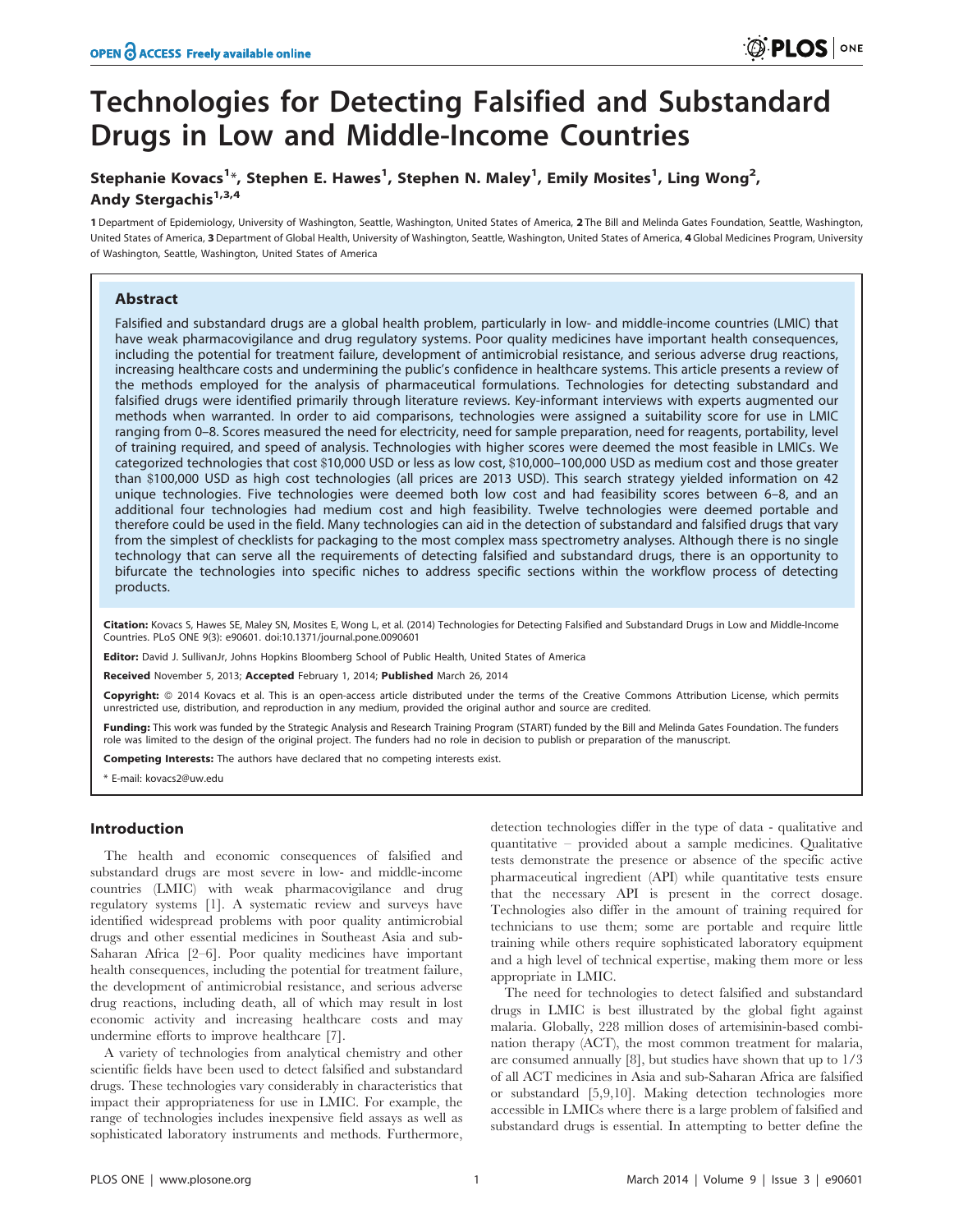# Technologies for Detecting Falsified and Substandard Drugs in Low and Middle-Income Countries

**Stephanie Kovacs[1]*, Stephen E. Hawes[1], Stephen N. Maley[1], Emily Mosites[1], Ling Wong[2], Andy Stergachis[1,3,4]**

1 Department of Epidemiology, University of Washington, Seattle, Washington, United States of America, 2 The Bill and Melinda Gates Foundation, Seattle, Washington, United States of America, 3 Department of Global Health, University of Washington, Seattle, Washington, United States of America, 4 Global Medicines Program, University of Washington, Seattle, Washington, United States of America

## Abstract

Falsified and substandard drugs are a global health problem, particularly in low- and middle-income countries (LMIC) that have weak pharmacovigilance and drug regulatory systems. Poor quality medicines have important health consequences, including the potential for treatment failure, development of antimicrobial resistance, and serious adverse drug reactions, increasing healthcare costs and undermining the public's confidence in healthcare systems. This article presents a review of the methods employed for the analysis of pharmaceutical formulations. Technologies for detecting substandard and falsified drugs were identified primarily through literature reviews. Key-informant interviews with experts augmented our methods when warranted. In order to aid comparisons, technologies were assigned a suitability score for use in LMIC ranging from 0–8. Scores measured the need for electricity, need for sample preparation, need for reagents, portability, level of training required, and speed of analysis. Technologies with higher scores were deemed the most feasible in LMICs. We categorized technologies that cost $10,000 USD or less as low cost, $10,000–100,000 USD as medium cost and those greater than $100,000 USD as high cost technologies (all prices are 2013 USD). This search strategy yielded information on 42 unique technologies. Five technologies were deemed both low cost and had feasibility scores between 6–8, and an additional four technologies had medium cost and high feasibility. Twelve technologies were deemed portable and therefore could be used in the field. Many technologies can aid in the detection of substandard and falsified drugs that vary from the simplest of checklists for packaging to the most complex mass spectrometry analyses. Although there is no single technology that can serve all the requirements of detecting falsified and substandard drugs, there is an opportunity to bifurcate the technologies into specific niches to address specific sections within the workflow process of detecting products.

**Citation:** Kovacs S, Hawes SE, Maley SN, Mosites E, Wong L, et al. (2014) Technologies for Detecting Falsified and Substandard Drugs in Low and Middle-Income Countries. PLoS ONE 9(3): e90601. doi:10.1371/journal.pone.0090601

**Editor:** David J. SullivanJr, Johns Hopkins Bloomberg School of Public Health, United States of America

**Received** November 5, 2013; **Accepted** February 1, 2014; **Published** March 26, 2014

**Copyright:** © 2014 Kovacs et al. This is an open-access article distributed under the terms of the Creative Commons Attribution License, which permits unrestricted use, distribution, and reproduction in any medium, provided the original author and source are credited.

**Funding:** This work was funded by the Strategic Analysis and Research Training Program (START) funded by the Bill and Melinda Gates Foundation. The funders role was limited to the design of the original project. The funders had no role in decision to publish or preparation of the manuscript.

**Competing Interests:** The authors have declared that no competing interests exist.

* E-mail: kovacs2@uw.edu

## Introduction

The health and economic consequences of falsified and substandard drugs are most severe in low- and middle-income countries (LMIC) with weak pharmacovigilance and drug regulatory systems [1]. A systematic review and surveys have identified widespread problems with poor quality antimicrobial drugs and other essential medicines in Southeast Asia and sub-Saharan Africa [2–6]. Poor quality medicines have important health consequences, including the potential for treatment failure, the development of antimicrobial resistance, and serious adverse drug reactions, including death, all of which may result in lost economic activity and increasing healthcare costs and may undermine efforts to improve healthcare [7].

A variety of technologies from analytical chemistry and other scientific fields have been used to detect falsified and substandard drugs. These technologies vary considerably in characteristics that impact their appropriateness for use in LMIC. For example, the range of technologies includes inexpensive field assays as well as sophisticated laboratory instruments and methods. Furthermore, detection technologies differ in the type of data - qualitative and quantitative – provided about a sample medicines. Qualitative tests demonstrate the presence or absence of the specific active pharmaceutical ingredient (API) while quantitative tests ensure that the necessary API is present in the correct dosage. Technologies also differ in the amount of training required for technicians to use them; some are portable and require little training while others require sophisticated laboratory equipment and a high level of technical expertise, making them more or less appropriate in LMIC.

The need for technologies to detect falsified and substandard drugs in LMIC is best illustrated by the global fight against malaria. Globally, 228 million doses of artemisinin-based combination therapy (ACT), the most common treatment for malaria, are consumed annually [8], but studies have shown that up to 1/3 of all ACT medicines in Asia and sub-Saharan Africa are falsified or substandard [5,9,10]. Making detection technologies more accessible in LMICs where there is a large problem of falsified and substandard drugs is essential. In attempting to better define the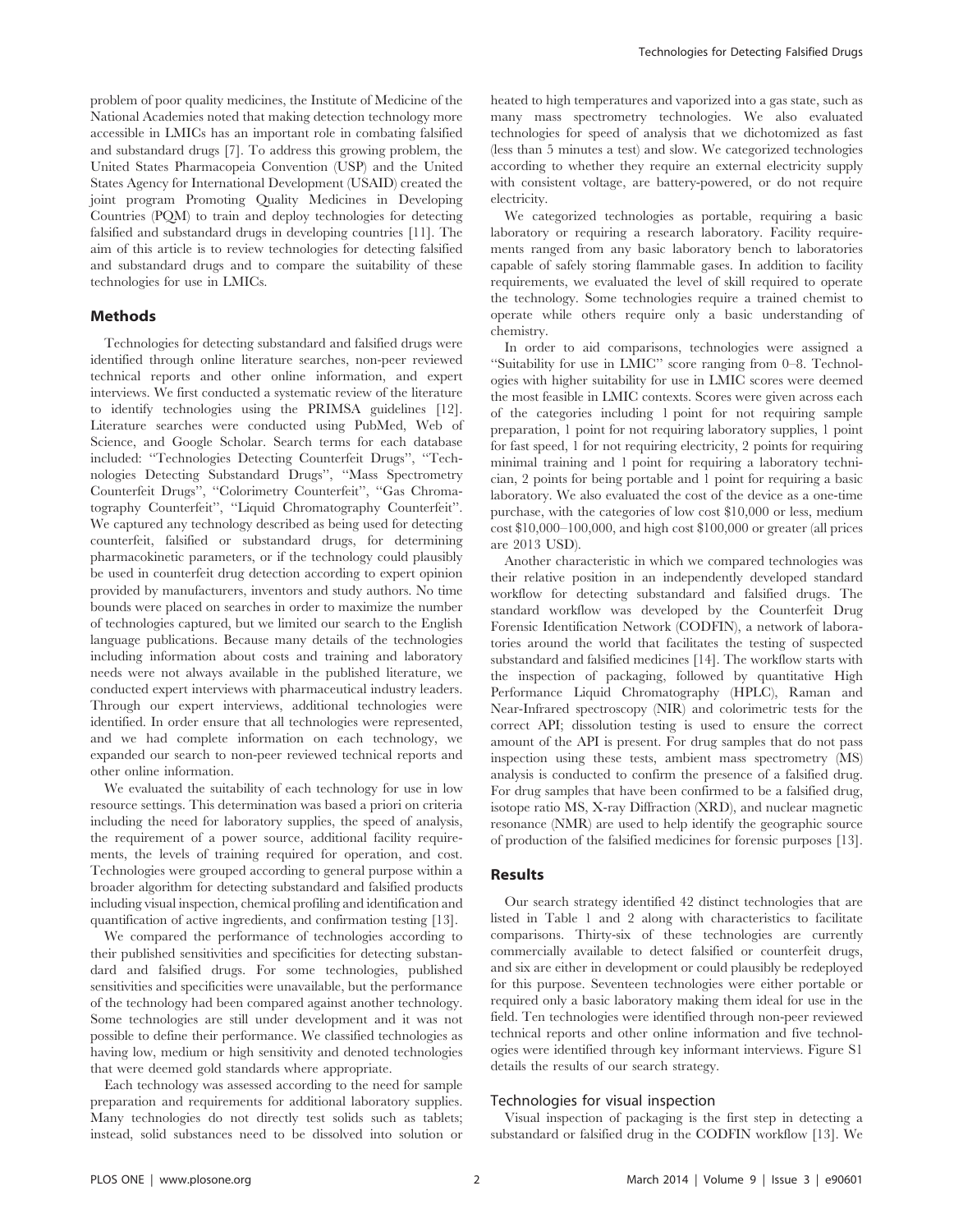problem of poor quality medicines, the Institute of Medicine of the National Academies noted that making detection technology more accessible in LMICs has an important role in combating falsified and substandard drugs [7]. To address this growing problem, the United States Pharmacopeia Convention (USP) and the United States Agency for International Development (USAID) created the joint program Promoting Quality Medicines in Developing Countries (PQM) to train and deploy technologies for detecting falsified and substandard drugs in developing countries [11]. The aim of this article is to review technologies for detecting falsified and substandard drugs and to compare the suitability of these technologies for use in LMICs.

## Methods

Technologies for detecting substandard and falsified drugs were identified through online literature searches, non-peer reviewed technical reports and other online information, and expert interviews. We first conducted a systematic review of the literature to identify technologies using the PRIMSA guidelines [12]. Literature searches were conducted using PubMed, Web of Science, and Google Scholar. Search terms for each database included: "Technologies Detecting Counterfeit Drugs", "Technologies Detecting Substandard Drugs", "Mass Spectrometry Counterfeit Drugs", "Colorimetry Counterfeit", "Gas Chromatography Counterfeit", "Liquid Chromatography Counterfeit". We captured any technology described as being used for detecting counterfeit, falsified or substandard drugs, for determining pharmacokinetic parameters, or if the technology could plausibly be used in counterfeit drug detection according to expert opinion provided by manufacturers, inventors and study authors. No time bounds were placed on searches in order to maximize the number of technologies captured, but we limited our search to the English language publications. Because many details of the technologies including information about costs and training and laboratory needs were not always available in the published literature, we conducted expert interviews with pharmaceutical industry leaders. Through our expert interviews, additional technologies were identified. In order ensure that all technologies were represented, and we had complete information on each technology, we expanded our search to non-peer reviewed technical reports and other online information.

We evaluated the suitability of each technology for use in low resource settings. This determination was based a priori on criteria including the need for laboratory supplies, the speed of analysis, the requirement of a power source, additional facility requirements, the levels of training required for operation, and cost. Technologies were grouped according to general purpose within a broader algorithm for detecting substandard and falsified products including visual inspection, chemical profiling and identification and quantification of active ingredients, and confirmation testing [13].

We compared the performance of technologies according to their published sensitivities and specificities for detecting substandard and falsified drugs. For some technologies, published sensitivities and specificities were unavailable, but the performance of the technology had been compared against another technology. Some technologies are still under development and it was not possible to define their performance. We classified technologies as having low, medium or high sensitivity and denoted technologies that were deemed gold standards where appropriate.

Each technology was assessed according to the need for sample preparation and requirements for additional laboratory supplies. Many technologies do not directly test solids such as tablets; instead, solid substances need to be dissolved into solution or heated to high temperatures and vaporized into a gas state, such as many mass spectrometry technologies. We also evaluated technologies for speed of analysis that we dichotomized as fast (less than 5 minutes a test) and slow. We categorized technologies according to whether they require an external electricity supply with consistent voltage, are battery-powered, or do not require electricity.

We categorized technologies as portable, requiring a basic laboratory or requiring a research laboratory. Facility requirements ranged from any basic laboratory bench to laboratories capable of safely storing flammable gases. In addition to facility requirements, we evaluated the level of skill required to operate the technology. Some technologies require a trained chemist to operate while others require only a basic understanding of chemistry.

In order to aid comparisons, technologies were assigned a "Suitability for use in LMIC" score ranging from 0–8. Technologies with higher suitability for use in LMIC scores were deemed the most feasible in LMIC contexts. Scores were given across each of the categories including 1 point for not requiring sample preparation, 1 point for not requiring laboratory supplies, 1 point for fast speed, 1 for not requiring electricity, 2 points for requiring minimal training and 1 point for requiring a laboratory technician, 2 points for being portable and 1 point for requiring a basic laboratory. We also evaluated the cost of the device as a one-time purchase, with the categories of low cost \$10,000 or less, medium cost \$10,000–100,000, and high cost \$100,000 or greater (all prices are 2013 USD).

Another characteristic in which we compared technologies was their relative position in an independently developed standard workflow for detecting substandard and falsified drugs. The standard workflow was developed by the Counterfeit Drug Forensic Identification Network (CODFIN), a network of laboratories around the world that facilitates the testing of suspected substandard and falsified medicines [14]. The workflow starts with the inspection of packaging, followed by quantitative High Performance Liquid Chromatography (HPLC), Raman and Near-Infrared spectroscopy (NIR) and colorimetric tests for the correct API; dissolution testing is used to ensure the correct amount of the API is present. For drug samples that do not pass inspection using these tests, ambient mass spectrometry (MS) analysis is conducted to confirm the presence of a falsified drug. For drug samples that have been confirmed to be a falsified drug, isotope ratio MS, X-ray Diffraction (XRD), and nuclear magnetic resonance (NMR) are used to help identify the geographic source of production of the falsified medicines for forensic purposes [13].

## Results

Our search strategy identified 42 distinct technologies that are listed in Table 1 and 2 along with characteristics to facilitate comparisons. Thirty-six of these technologies are currently commercially available to detect falsified or counterfeit drugs, and six are either in development or could plausibly be redeployed for this purpose. Seventeen technologies were either portable or required only a basic laboratory making them ideal for use in the field. Ten technologies were identified through non-peer reviewed technical reports and other online information and five technologies were identified through key informant interviews. Figure S1 details the results of our search strategy.

### Technologies for visual inspection

Visual inspection of packaging is the first step in detecting a substandard or falsified drug in the CODFIN workflow [13]. We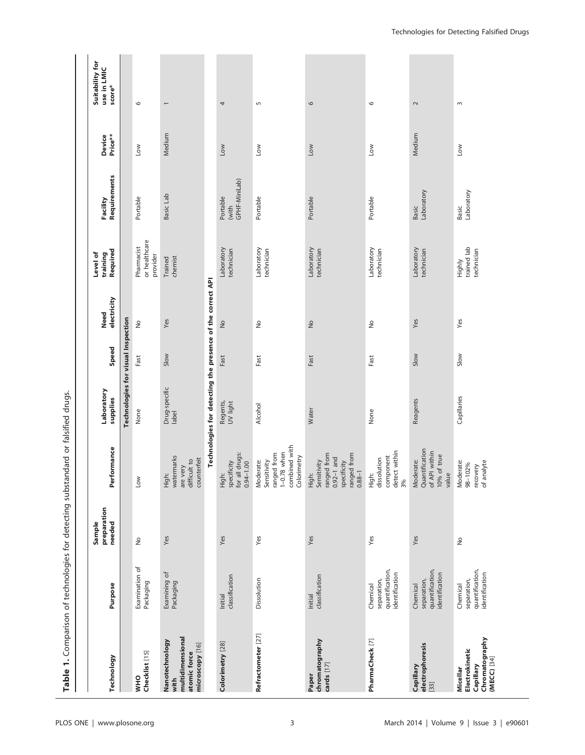**Table 1.** Comparison of technologies for detecting substandard or falsified drugs.

| Technology | Purpose | Sample preparation needed | Performance | Laboratory supplies | Speed | Need electricity | Level of training Required | Facility Requirements | Device Price** | Suitability for use in LMIC score* |
|---|---|---|---|---|---|---|---|---|---|---|
| **Technologies for visual Inspection** | | | | | | | | | | |
| **WHO Checklist** [15] | Examination of Packaging | No | Low | None | Fast | No | Pharmacist or healthcare provider | Portable | Low | 6 |
| **Nanotechnology with multidimensional atomic force microscopy** [16] | Examining of Packaging | Yes | High: watermarks are very difficult to counterfeit | Drug-specific label | Slow | Yes | Trained chemist | Basic Lab | Medium | 1 |
| **Technologies for detecting the presence of the correct API** | | | | | | | | | | |
| **Colorimetry** [28] | Initial classification | Yes | High: specificity for all drugs: 0.94–1.00 | Regents, UV light | Fast | No | Laboratory technician | Portable (with GPHF-MiniLab) | Low | 4 |
| **Refractometer** [27] | Dissolution | Yes | Moderate: Sensitivity ranged from 1–0.78 when combined with Colorimetry | Alcohol | Fast | No | Laboratory technician | Portable | Low | 5 |
| **Paper chromatography cards** [17] | Initial classification | Yes | High: Sensitivity ranged from 0.92–1 and specificity ranged from 0.88–1 | Water | Fast | No | Laboratory technician | Portable | Low | 6 |
| **PharmaCheck** [7] | Chemical separation, quantification, identification | Yes | High: dissolution component detect within 3% | None | Fast | No | Laboratory technician | Portable | Low | 6 |
| **Capillary electrophoresis** [33] | Chemical separation, quantification, identification | Yes | Moderate: Quantification of API within 10% of true value | Reagents | Slow | Yes | Laboratory technician | Basic Laboratory | Medium | 2 |
| **Micellar Electrokinetic Capillary Chromatography (MECC)** [34] | Chemical separation, quantification, identification | No | Moderate: 98–102% recovery of analyte | Capillaries | Slow | Yes | Highly trained lab technician | Basic Laboratory | Low | 3 |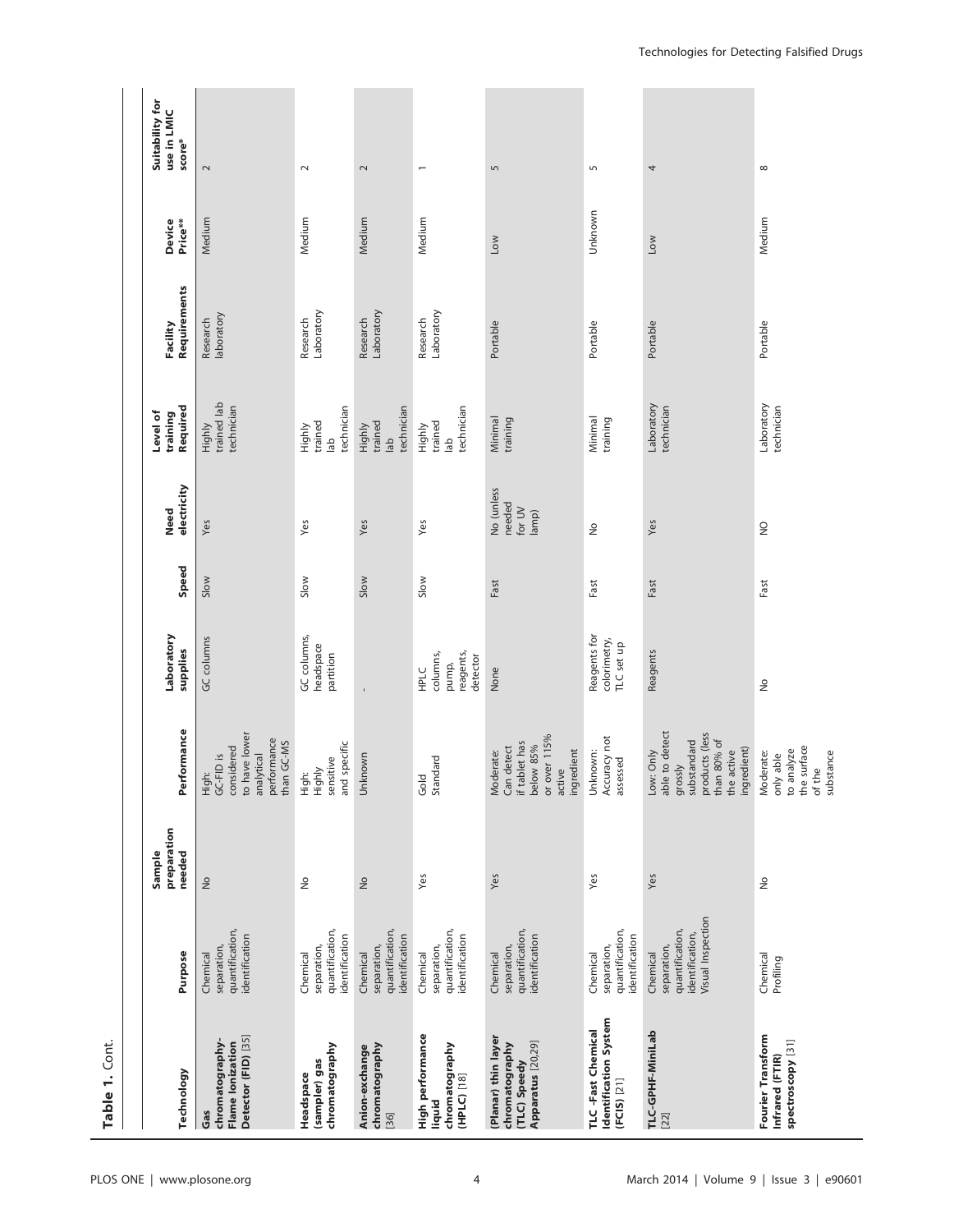**Table 1.** Cont.

| Technology | Purpose | Sample preparation needed | Performance | Laboratory supplies | Speed | Need electricity | Level of training Required | Facility Requirements | Device Price** | Suitability for use in LMIC score* |
|---|---|---|---|---|---|---|---|---|---|---|
| **Gas chromatography-Flame Ionization Detector (FID)** [35] | Chemical separation, quantification, identification | No | High: GC-FID is considered to have lower analytical performance than GC-MS | GC columns | Slow | Yes | Highly trained lab technician | Research laboratory | Medium | 2 |
| **Headspace (sampler) gas chromatography** | Chemical separation, quantification, identification | No | High: Highly sensitive and specific | GC columns, headspace partition | Slow | Yes | Highly trained lab technician | Research Laboratory | Medium | 2 |
| **Anion-exchange chromatography** [36] | Chemical separation, quantification, identification | No | Unknown | - | Slow | Yes | Highly trained lab technician | Research Laboratory | Medium | 2 |
| **High performance liquid chromatography (HPLC)** [18] | Chemical separation, quantification, identification | Yes | Gold Standard | HPLC columns, pump, reagents, detector | Slow | Yes | Highly trained lab technician | Research Laboratory | Medium | 1 |
| **(Planar) thin layer chromatography (TLC) Speedy Apparatus** [20,29] | Chemical separation, quantification, identification | Yes | Moderate: Can detect if tablet has below 85% or over 115% active ingredient | None | Fast | No (unless needed for UV lamp) | Minimal training | Portable | Low | 5 |
| **TLC -Fast Chemical Identification System (FCIS)** [21] | Chemical separation, quantification, identification | Yes | Unknown: Accuracy not assessed | Reagents for colorimetry, TLC set up | Fast | No | Minimal training | Portable | Unknown | 5 |
| **TLC-GPHF-MiniLab** [22] | Chemical separation, quantification, identification, Visual Inspection | Yes | Low: Only able to detect grossly substandard products (less than 80% of the active ingredient) | Reagents | Fast | Yes | Laboratory technician | Portable | Low | 4 |
| **Fourier Transform Infrared (FTIR) spectroscopy** [31] | Chemical Profiling | No | Moderate: only able to analyze the surface of the substance | No | Fast | NO | Laboratory technician | Portable | Medium | 8 |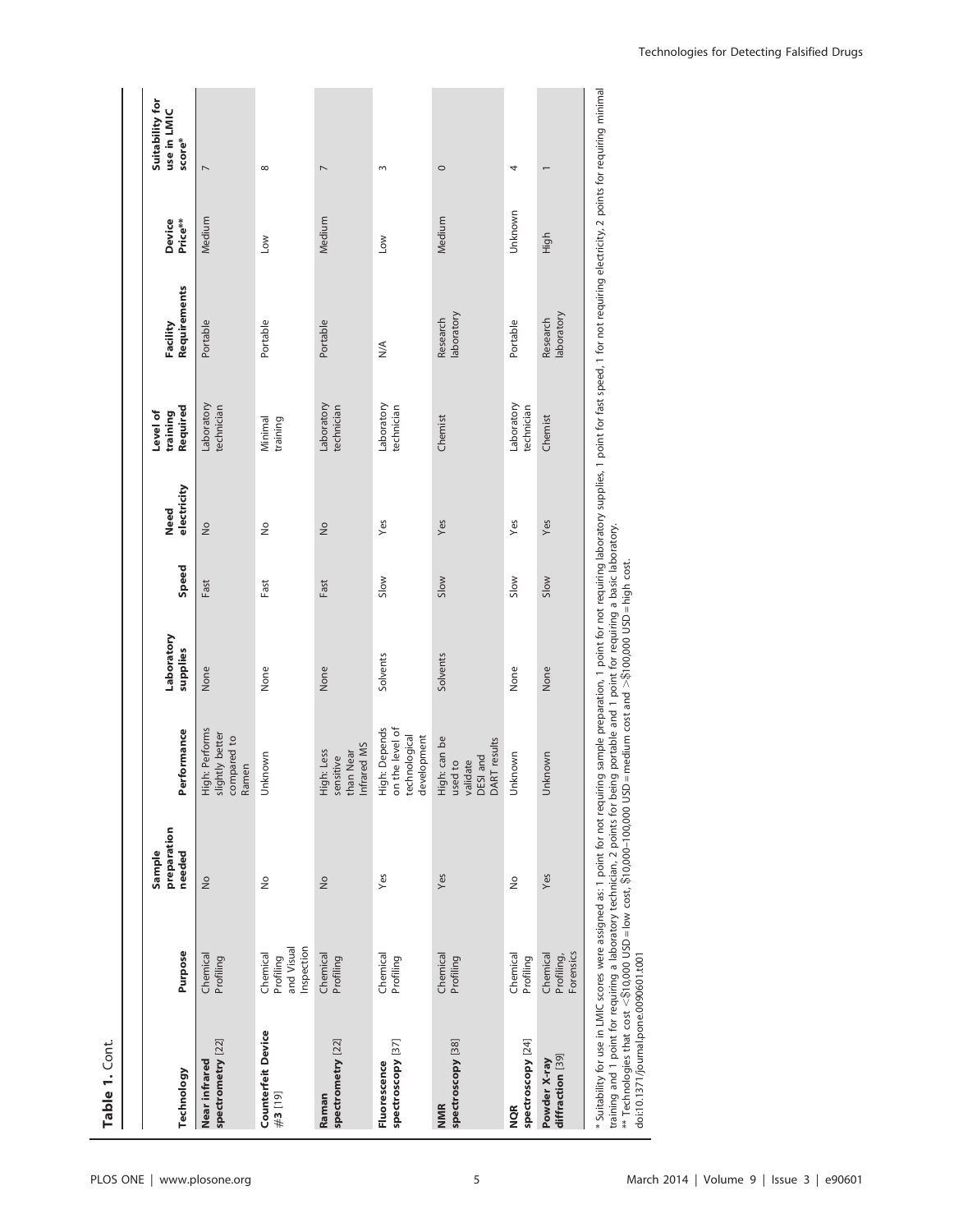**Table 1.** Cont.

| Technology | Purpose | Sample preparation needed | Performance | Laboratory supplies | Speed | Need electricity | Level of training Required | Facility Requirements | Device Price** | Suitability for use in LMIC score* |
|---|---|---|---|---|---|---|---|---|---|---|
| **Near infrared spectrometry** [22] | Chemical Profiling | No | High: Performs slightly better compared to Ramen | None | Fast | No | Laboratory technician | Portable | Medium | 7 |
| **Counterfeit Device #3** [19] | Chemical Profiling and Visual Inspection | No | Unknown | None | Fast | No | Minimal training | Portable | Low | 8 |
| **Raman spectrometry** [22] | Chemical Profiling | No | High: Less sensitive than Near Infrared MS | None | Fast | No | Laboratory technician | Portable | Medium | 7 |
| **Fluorescence spectroscopy** [37] | Chemical Profiling | Yes | High: Depends on the level of technological development | Solvents | Slow | Yes | Laboratory technician | N/A | Low | 3 |
| **NMR spectroscopy** [38] | Chemical Profiling | Yes | High: can be used to validate DESI and DART results | Solvents | Slow | Yes | Chemist | Research laboratory | Medium | 0 |
| **NQR spectroscopy** [24] | Chemical Profiling | No | Unknown | None | Slow | Yes | Laboratory technician | Portable | Unknown | 4 |
| **Powder X-ray diffraction** [39] | Chemical Profiling, Forensics | Yes | Unknown | None | Slow | Yes | Chemist | Research laboratory | High | 1 |

* Suitability for use in LMIC scores were assigned as: 1 point for not requiring sample preparation, 1 point for not requiring laboratory supplies, 1 point for fast speed, 1 for not requiring electricity, 2 points for requiring minimal training and 1 point for requiring a laboratory technician, 2 points for being portable and 1 point for requiring a basic laboratory.

** Technologies that cost <$10,000 USD = low cost, $10,000–100,000 USD = medium cost and >$100,000 USD = high cost.

doi:10.1371/journal.pone.0090601.t001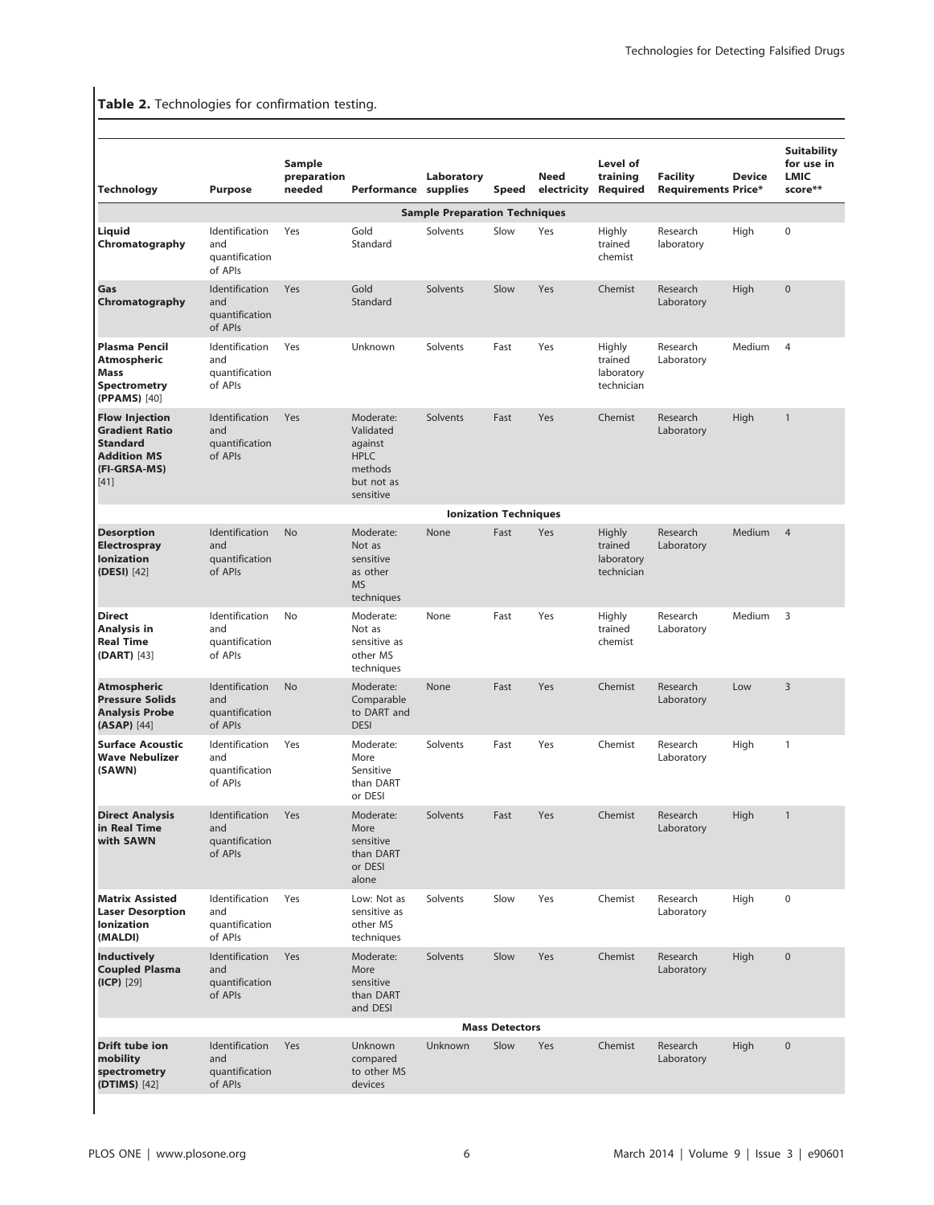**Table 2.** Technologies for confirmation testing.

| Technology | Purpose | Sample preparation needed | Performance | Laboratory supplies | Speed | Need electricity | Level of training Required | Facility Requirements | Device Price* | Suitability for use in LMIC score** |
|---|---|---|---|---|---|---|---|---|---|---|
| **Sample Preparation Techniques** | | | | | | | | | | |
| **Liquid Chromatography** | Identification and quantification of APIs | Yes | Gold Standard | Solvents | Slow | Yes | Highly trained chemist | Research laboratory | High | 0 |
| **Gas Chromatography** | Identification and quantification of APIs | Yes | Gold Standard | Solvents | Slow | Yes | Chemist | Research Laboratory | High | 0 |
| **Plasma Pencil Atmospheric Mass Spectrometry (PPAMS)** [40] | Identification and quantification of APIs | Yes | Unknown | Solvents | Fast | Yes | Highly trained laboratory technician | Research Laboratory | Medium | 4 |
| **Flow Injection Gradient Ratio Standard Addition MS (FI-GRSA-MS)** [41] | Identification and quantification of APIs | Yes | Moderate: Validated against HPLC methods but not as sensitive | Solvents | Fast | Yes | Chemist | Research Laboratory | High | 1 |
| **Ionization Techniques** | | | | | | | | | | |
| **Desorption Electrospray Ionization (DESI)** [42] | Identification and quantification of APIs | No | Moderate: Not as sensitive as other MS techniques | None | Fast | Yes | Highly trained laboratory technician | Research Laboratory | Medium | 4 |
| **Direct Analysis in Real Time (DART)** [43] | Identification and quantification of APIs | No | Moderate: Not as sensitive as other MS techniques | None | Fast | Yes | Highly trained chemist | Research Laboratory | Medium | 3 |
| **Atmospheric Pressure Solids Analysis Probe (ASAP)** [44] | Identification and quantification of APIs | No | Moderate: Comparable to DART and DESI | None | Fast | Yes | Chemist | Research Laboratory | Low | 3 |
| **Surface Acoustic Wave Nebulizer (SAWN)** | Identification and quantification of APIs | Yes | Moderate: More Sensitive than DART or DESI | Solvents | Fast | Yes | Chemist | Research Laboratory | High | 1 |
| **Direct Analysis in Real Time with SAWN** | Identification and quantification of APIs | Yes | Moderate: More sensitive than DART or DESI alone | Solvents | Fast | Yes | Chemist | Research Laboratory | High | 1 |
| **Matrix Assisted Laser Desorption Ionization (MALDI)** | Identification and quantification of APIs | Yes | Low: Not as sensitive as other MS techniques | Solvents | Slow | Yes | Chemist | Research Laboratory | High | 0 |
| **Inductively Coupled Plasma (ICP)** [29] | Identification and quantification of APIs | Yes | Moderate: More sensitive than DART and DESI | Solvents | Slow | Yes | Chemist | Research Laboratory | High | 0 |
| **Mass Detectors** | | | | | | | | | | |
| **Drift tube ion mobility spectrometry (DTIMS)** [42] | Identification and quantification of APIs | Yes | Unknown compared to other MS devices | Unknown | Slow | Yes | Chemist | Research Laboratory | High | 0 |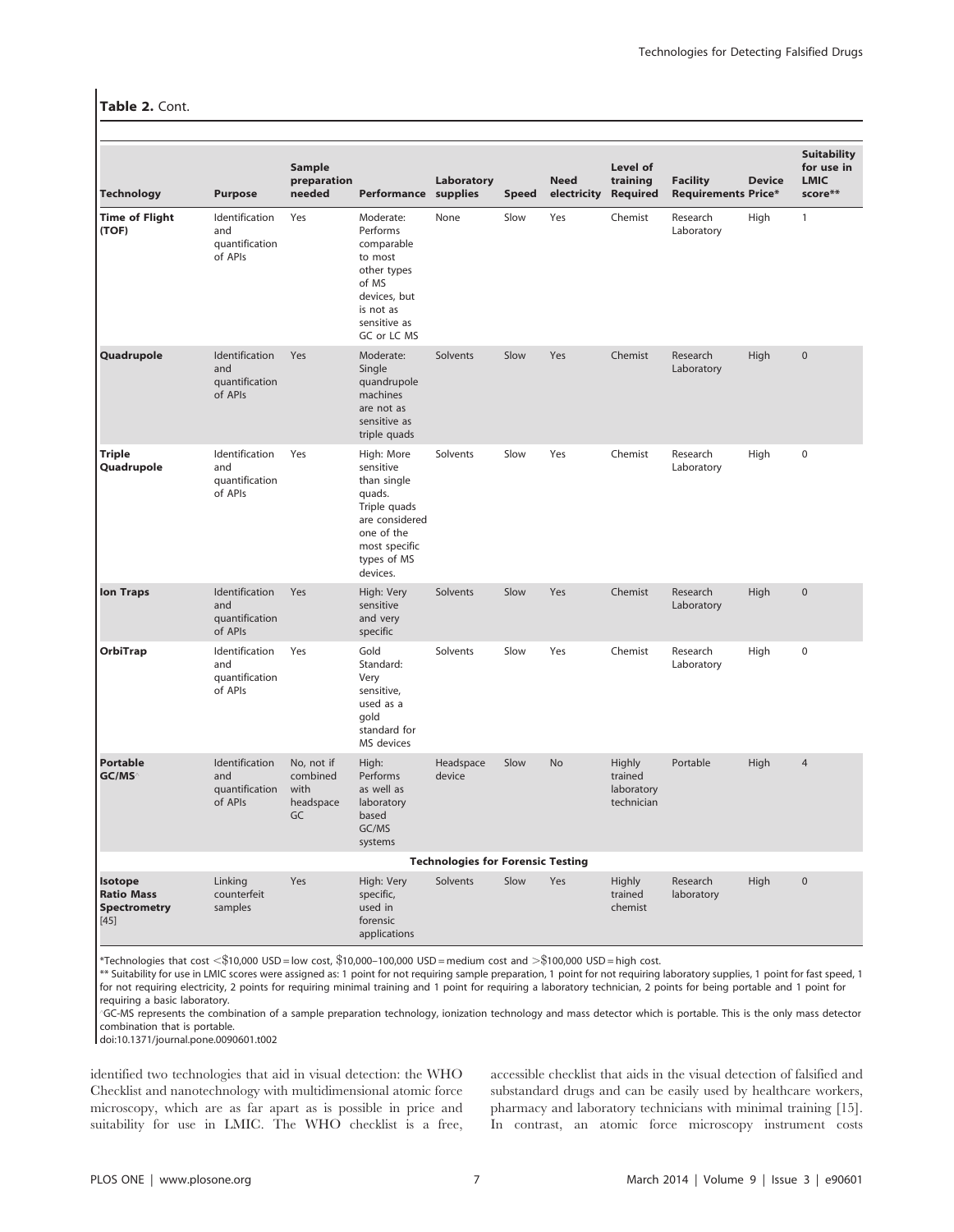**Table 2.** Cont.

| Technology | Purpose | Sample preparation needed | Performance | Laboratory supplies | Speed | Need electricity | Level of training Required | Facility Requirements | Device Price* | Suitability for use in LMIC score** |
|---|---|---|---|---|---|---|---|---|---|---|
| **Time of Flight (TOF)** | Identification and quantification of APIs | Yes | Moderate: Performs comparable to most other types of MS devices, but is not as sensitive as GC or LC MS | None | Slow | Yes | Chemist | Research Laboratory | High | 1 |
| **Quadrupole** | Identification and quantification of APIs | Yes | Moderate: Single quandrupole machines are not as sensitive as triple quads | Solvents | Slow | Yes | Chemist | Research Laboratory | High | 0 |
| **Triple Quadrupole** | Identification and quantification of APIs | Yes | High: More sensitive than single quads. Triple quads are considered one of the most specific types of MS devices. | Solvents | Slow | Yes | Chemist | Research Laboratory | High | 0 |
| **Ion Traps** | Identification and quantification of APIs | Yes | High: Very sensitive and very specific | Solvents | Slow | Yes | Chemist | Research Laboratory | High | 0 |
| **OrbiTrap** | Identification and quantification of APIs | Yes | Gold Standard: Very sensitive, used as a gold standard for MS devices | Solvents | Slow | Yes | Chemist | Research Laboratory | High | 0 |
| **Portable GC/MS**^ | Identification and quantification of APIs | No, not if combined with headspace GC | High: Performs as well as laboratory based GC/MS systems | Headspace device | Slow | No | Highly trained laboratory technician | Portable | High | 4 |
| **Technologies for Forensic Testing** | | | | | | | | | | |
| **Isotope Ratio Mass Spectrometry** [45] | Linking counterfeit samples | Yes | High: Very specific, used in forensic applications | Solvents | Slow | Yes | Highly trained chemist | Research laboratory | High | 0 |

*Technologies that cost <$10,000 USD = low cost, $10,000–100,000 USD = medium cost and >$100,000 USD = high cost.

** Suitability for use in LMIC scores were assigned as: 1 point for not requiring sample preparation, 1 point for not requiring laboratory supplies, 1 point for fast speed, 1 for not requiring electricity, 2 points for requiring minimal training and 1 point for requiring a laboratory technician, 2 points for being portable and 1 point for requiring a basic laboratory.

^GC-MS represents the combination of a sample preparation technology, ionization technology and mass detector which is portable. This is the only mass detector combination that is portable.

doi:10.1371/journal.pone.0090601.t002

identified two technologies that aid in visual detection: the WHO Checklist and nanotechnology with multidimensional atomic force microscopy, which are as far apart as is possible in price and suitability for use in LMIC. The WHO checklist is a free, accessible checklist that aids in the visual detection of falsified and substandard drugs and can be easily used by healthcare workers, pharmacy and laboratory technicians with minimal training [15]. In contrast, an atomic force microscopy instrument costs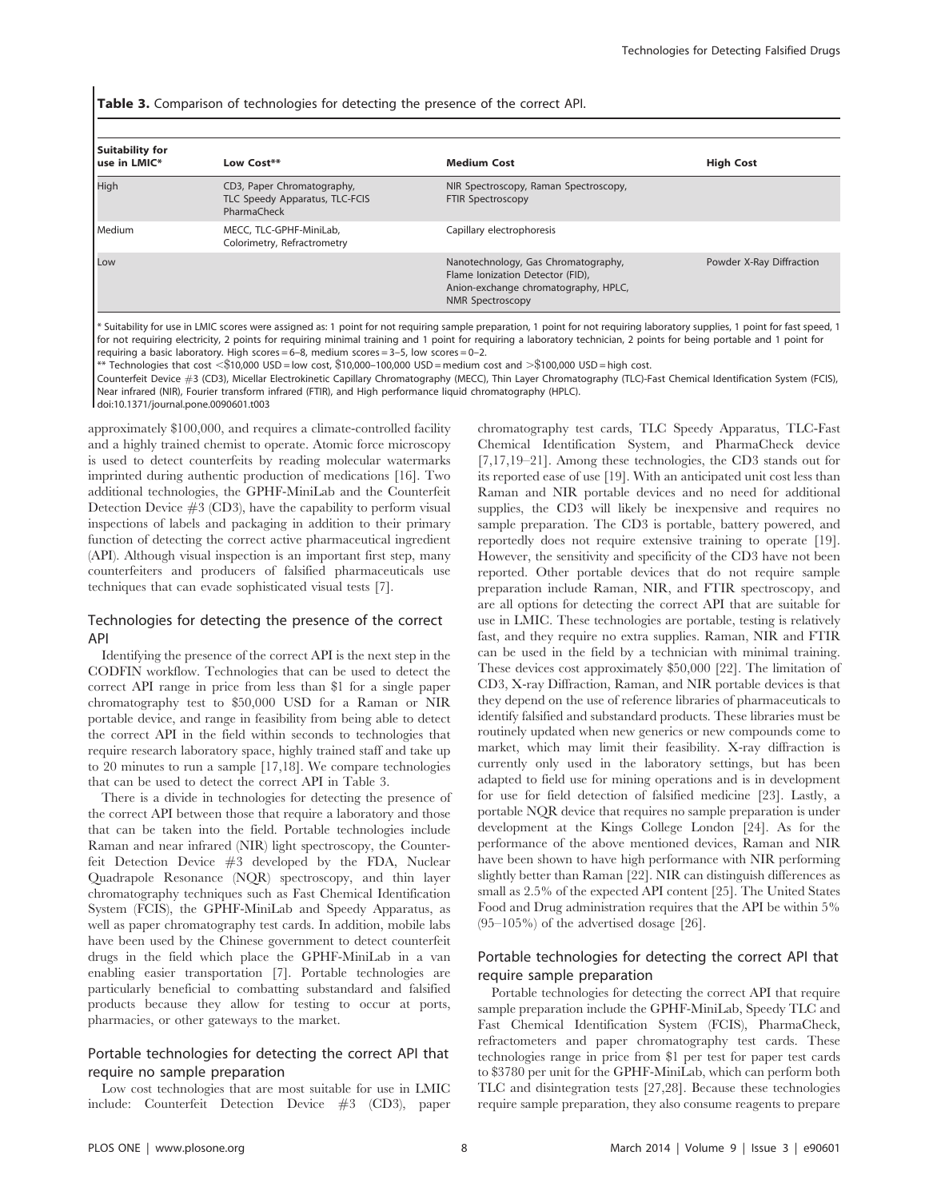**Table 3.** Comparison of technologies for detecting the presence of the correct API.

| Suitability for use in LMIC* | Low Cost** | Medium Cost | High Cost |
|---|---|---|---|
| High | CD3, Paper Chromatography, TLC Speedy Apparatus, TLC-FCIS PharmaCheck | NIR Spectroscopy, Raman Spectroscopy, FTIR Spectroscopy | |
| Medium | MECC, TLC-GPHF-MiniLab, Colorimetry, Refractrometry | Capillary electrophoresis | |
| Low | | Nanotechnology, Gas Chromatography, Flame Ionization Detector (FID), Anion-exchange chromatography, HPLC, NMR Spectroscopy | Powder X-Ray Diffraction |

* Suitability for use in LMIC scores were assigned as: 1 point for not requiring sample preparation, 1 point for not requiring laboratory supplies, 1 point for fast speed, 1 for not requiring electricity, 2 points for requiring minimal training and 1 point for requiring a laboratory technician, 2 points for being portable and 1 point for requiring a basic laboratory. High scores = 6–8, medium scores = 3–5, low scores = 0–2.

** Technologies that cost <$10,000 USD = low cost, $10,000–100,000 USD = medium cost and >$100,000 USD = high cost.

Counterfeit Device #3 (CD3), Micellar Electrokinetic Capillary Chromatography (MECC), Thin Layer Chromatography (TLC)-Fast Chemical Identification System (FCIS), Near infrared (NIR), Fourier transform infrared (FTIR), and High performance liquid chromatography (HPLC).

doi:10.1371/journal.pone.0090601.t003

approximately $100,000, and requires a climate-controlled facility and a highly trained chemist to operate. Atomic force microscopy is used to detect counterfeits by reading molecular watermarks imprinted during authentic production of medications [16]. Two additional technologies, the GPHF-MiniLab and the Counterfeit Detection Device #3 (CD3), have the capability to perform visual inspections of labels and packaging in addition to their primary function of detecting the correct active pharmaceutical ingredient (API). Although visual inspection is an important first step, many counterfeiters and producers of falsified pharmaceuticals use techniques that can evade sophisticated visual tests [7].

## Technologies for detecting the presence of the correct API

Identifying the presence of the correct API is the next step in the CODFIN workflow. Technologies that can be used to detect the correct API range in price from less than $1 for a single paper chromatography test to $50,000 USD for a Raman or NIR portable device, and range in feasibility from being able to detect the correct API in the field within seconds to technologies that require research laboratory space, highly trained staff and take up to 20 minutes to run a sample [17,18]. We compare technologies that can be used to detect the correct API in Table 3.

There is a divide in technologies for detecting the presence of the correct API between those that require a laboratory and those that can be taken into the field. Portable technologies include Raman and near infrared (NIR) light spectroscopy, the Counterfeit Detection Device #3 developed by the FDA, Nuclear Quadrapole Resonance (NQR) spectroscopy, and thin layer chromatography techniques such as Fast Chemical Identification System (FCIS), the GPHF-MiniLab and Speedy Apparatus, as well as paper chromatography test cards. In addition, mobile labs have been used by the Chinese government to detect counterfeit drugs in the field which place the GPHF-MiniLab in a van enabling easier transportation [7]. Portable technologies are particularly beneficial to combatting substandard and falsified products because they allow for testing to occur at ports, pharmacies, or other gateways to the market.

## Portable technologies for detecting the correct API that require no sample preparation

Low cost technologies that are most suitable for use in LMIC include: Counterfeit Detection Device #3 (CD3), paper chromatography test cards, TLC Speedy Apparatus, TLC-Fast Chemical Identification System, and PharmaCheck device [7,17,19–21]. Among these technologies, the CD3 stands out for its reported ease of use [19]. With an anticipated unit cost less than Raman and NIR portable devices and no need for additional supplies, the CD3 will likely be inexpensive and requires no sample preparation. The CD3 is portable, battery powered, and reportedly does not require extensive training to operate [19]. However, the sensitivity and specificity of the CD3 have not been reported. Other portable devices that do not require sample preparation include Raman, NIR, and FTIR spectroscopy, and are all options for detecting the correct API that are suitable for use in LMIC. These technologies are portable, testing is relatively fast, and they require no extra supplies. Raman, NIR and FTIR can be used in the field by a technician with minimal training. These devices cost approximately $50,000 [22]. The limitation of CD3, X-ray Diffraction, Raman, and NIR portable devices is that they depend on the use of reference libraries of pharmaceuticals to identify falsified and substandard products. These libraries must be routinely updated when new generics or new compounds come to market, which may limit their feasibility. X-ray diffraction is currently only used in the laboratory settings, but has been adapted to field use for mining operations and is in development for use for field detection of falsified medicine [23]. Lastly, a portable NQR device that requires no sample preparation is under development at the Kings College London [24]. As for the performance of the above mentioned devices, Raman and NIR have been shown to have high performance with NIR performing slightly better than Raman [22]. NIR can distinguish differences as small as 2.5% of the expected API content [25]. The United States Food and Drug administration requires that the API be within 5% (95–105%) of the advertised dosage [26].

## Portable technologies for detecting the correct API that require sample preparation

Portable technologies for detecting the correct API that require sample preparation include the GPHF-MiniLab, Speedy TLC and Fast Chemical Identification System (FCIS), PharmaCheck, refractometers and paper chromatography test cards. These technologies range in price from $1 per test for paper test cards to $3780 per unit for the GPHF-MiniLab, which can perform both TLC and disintegration tests [27,28]. Because these technologies require sample preparation, they also consume reagents to prepare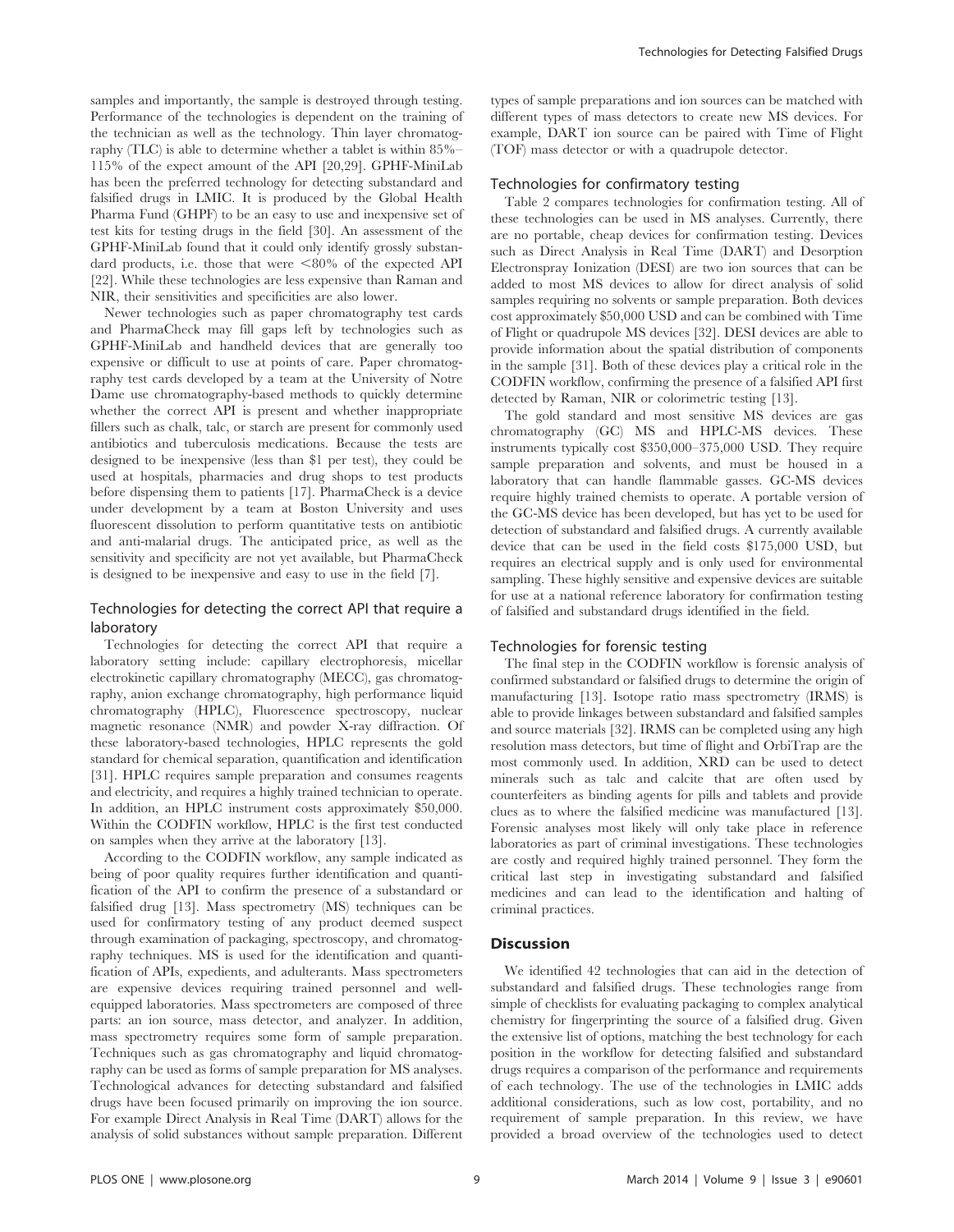samples and importantly, the sample is destroyed through testing. Performance of the technologies is dependent on the training of the technician as well as the technology. Thin layer chromatography (TLC) is able to determine whether a tablet is within 85%–115% of the expect amount of the API [20,29]. GPHF-MiniLab has been the preferred technology for detecting substandard and falsified drugs in LMIC. It is produced by the Global Health Pharma Fund (GHPF) to be an easy to use and inexpensive set of test kits for testing drugs in the field [30]. An assessment of the GPHF-MiniLab found that it could only identify grossly substandard products, i.e. those that were <80% of the expected API [22]. While these technologies are less expensive than Raman and NIR, their sensitivities and specificities are also lower.

Newer technologies such as paper chromatography test cards and PharmaCheck may fill gaps left by technologies such as GPHF-MiniLab and handheld devices that are generally too expensive or difficult to use at points of care. Paper chromatography test cards developed by a team at the University of Notre Dame use chromatography-based methods to quickly determine whether the correct API is present and whether inappropriate fillers such as chalk, talc, or starch are present for commonly used antibiotics and tuberculosis medications. Because the tests are designed to be inexpensive (less than $1 per test), they could be used at hospitals, pharmacies and drug shops to test products before dispensing them to patients [17]. PharmaCheck is a device under development by a team at Boston University and uses fluorescent dissolution to perform quantitative tests on antibiotic and anti-malarial drugs. The anticipated price, as well as the sensitivity and specificity are not yet available, but PharmaCheck is designed to be inexpensive and easy to use in the field [7].

### Technologies for detecting the correct API that require a laboratory

Technologies for detecting the correct API that require a laboratory setting include: capillary electrophoresis, micellar electrokinetic capillary chromatography (MECC), gas chromatography, anion exchange chromatography, high performance liquid chromatography (HPLC), Fluorescence spectroscopy, nuclear magnetic resonance (NMR) and powder X-ray diffraction. Of these laboratory-based technologies, HPLC represents the gold standard for chemical separation, quantification and identification [31]. HPLC requires sample preparation and consumes reagents and electricity, and requires a highly trained technician to operate. In addition, an HPLC instrument costs approximately $50,000. Within the CODFIN workflow, HPLC is the first test conducted on samples when they arrive at the laboratory [13].

According to the CODFIN workflow, any sample indicated as being of poor quality requires further identification and quantification of the API to confirm the presence of a substandard or falsified drug [13]. Mass spectrometry (MS) techniques can be used for confirmatory testing of any product deemed suspect through examination of packaging, spectroscopy, and chromatography techniques. MS is used for the identification and quantification of APIs, expedients, and adulterants. Mass spectrometers are expensive devices requiring trained personnel and well-equipped laboratories. Mass spectrometers are composed of three parts: an ion source, mass detector, and analyzer. In addition, mass spectrometry requires some form of sample preparation. Techniques such as gas chromatography and liquid chromatography can be used as forms of sample preparation for MS analyses. Technological advances for detecting substandard and falsified drugs have been focused primarily on improving the ion source. For example Direct Analysis in Real Time (DART) allows for the analysis of solid substances without sample preparation. Different types of sample preparations and ion sources can be matched with different types of mass detectors to create new MS devices. For example, DART ion source can be paired with Time of Flight (TOF) mass detector or with a quadrupole detector.

### Technologies for confirmatory testing

Table 2 compares technologies for confirmation testing. All of these technologies can be used in MS analyses. Currently, there are no portable, cheap devices for confirmation testing. Devices such as Direct Analysis in Real Time (DART) and Desorption Electronspray Ionization (DESI) are two ion sources that can be added to most MS devices to allow for direct analysis of solid samples requiring no solvents or sample preparation. Both devices cost approximately $50,000 USD and can be combined with Time of Flight or quadrupole MS devices [32]. DESI devices are able to provide information about the spatial distribution of components in the sample [31]. Both of these devices play a critical role in the CODFIN workflow, confirming the presence of a falsified API first detected by Raman, NIR or colorimetric testing [13].

The gold standard and most sensitive MS devices are gas chromatography (GC) MS and HPLC-MS devices. These instruments typically cost $350,000–375,000 USD. They require sample preparation and solvents, and must be housed in a laboratory that can handle flammable gasses. GC-MS devices require highly trained chemists to operate. A portable version of the GC-MS device has been developed, but has yet to be used for detection of substandard and falsified drugs. A currently available device that can be used in the field costs $175,000 USD, but requires an electrical supply and is only used for environmental sampling. These highly sensitive and expensive devices are suitable for use at a national reference laboratory for confirmation testing of falsified and substandard drugs identified in the field.

### Technologies for forensic testing

The final step in the CODFIN workflow is forensic analysis of confirmed substandard or falsified drugs to determine the origin of manufacturing [13]. Isotope ratio mass spectrometry (IRMS) is able to provide linkages between substandard and falsified samples and source materials [32]. IRMS can be completed using any high resolution mass detectors, but time of flight and OrbiTrap are the most commonly used. In addition, XRD can be used to detect minerals such as talc and calcite that are often used by counterfeiters as binding agents for pills and tablets and provide clues as to where the falsified medicine was manufactured [13]. Forensic analyses most likely will only take place in reference laboratories as part of criminal investigations. These technologies are costly and required highly trained personnel. They form the critical last step in investigating substandard and falsified medicines and can lead to the identification and halting of criminal practices.

## Discussion

We identified 42 technologies that can aid in the detection of substandard and falsified drugs. These technologies range from simple of checklists for evaluating packaging to complex analytical chemistry for fingerprinting the source of a falsified drug. Given the extensive list of options, matching the best technology for each position in the workflow for detecting falsified and substandard drugs requires a comparison of the performance and requirements of each technology. The use of the technologies in LMIC adds additional considerations, such as low cost, portability, and no requirement of sample preparation. In this review, we have provided a broad overview of the technologies used to detect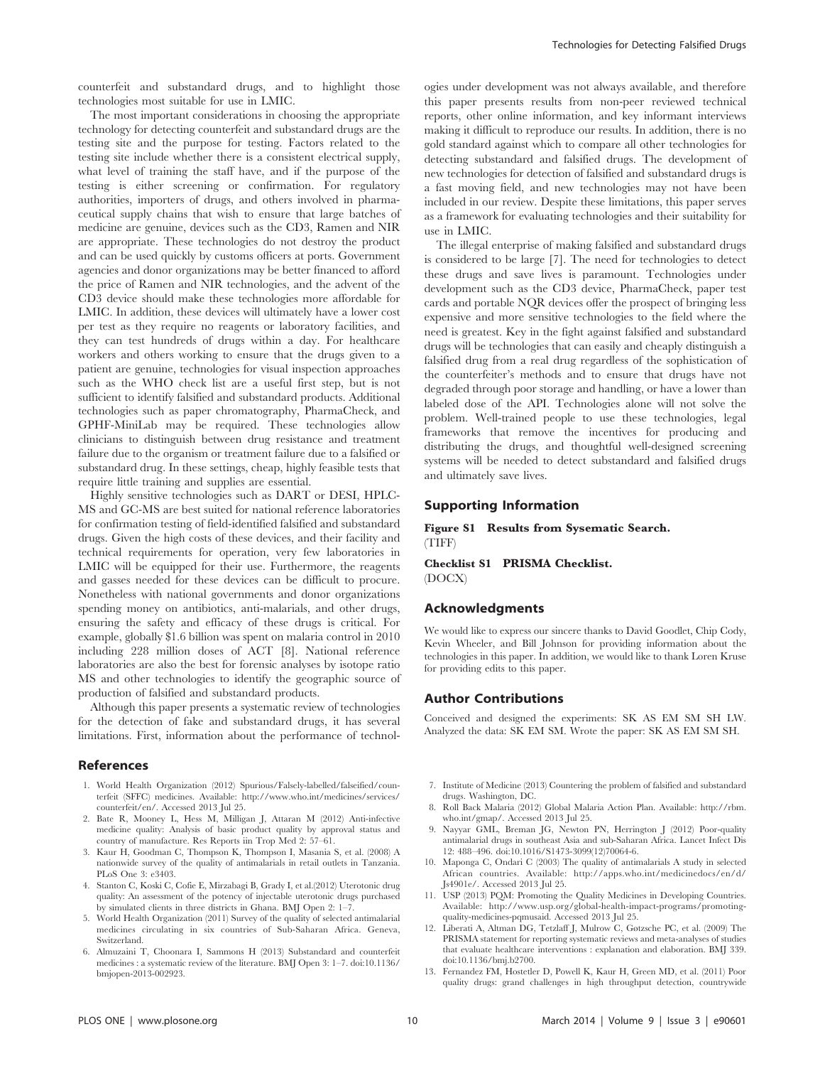counterfeit and substandard drugs, and to highlight those technologies most suitable for use in LMIC.

The most important considerations in choosing the appropriate technology for detecting counterfeit and substandard drugs are the testing site and the purpose for testing. Factors related to the testing site include whether there is a consistent electrical supply, what level of training the staff have, and if the purpose of the testing is either screening or confirmation. For regulatory authorities, importers of drugs, and others involved in pharmaceutical supply chains that wish to ensure that large batches of medicine are genuine, devices such as the CD3, Ramen and NIR are appropriate. These technologies do not destroy the product and can be used quickly by customs officers at ports. Government agencies and donor organizations may be better financed to afford the price of Ramen and NIR technologies, and the advent of the CD3 device should make these technologies more affordable for LMIC. In addition, these devices will ultimately have a lower cost per test as they require no reagents or laboratory facilities, and they can test hundreds of drugs within a day. For healthcare workers and others working to ensure that the drugs given to a patient are genuine, technologies for visual inspection approaches such as the WHO check list are a useful first step, but is not sufficient to identify falsified and substandard products. Additional technologies such as paper chromatography, PharmaCheck, and GPHF-MiniLab may be required. These technologies allow clinicians to distinguish between drug resistance and treatment failure due to the organism or treatment failure due to a falsified or substandard drug. In these settings, cheap, highly feasible tests that require little training and supplies are essential.

Highly sensitive technologies such as DART or DESI, HPLC-MS and GC-MS are best suited for national reference laboratories for confirmation testing of field-identified falsified and substandard drugs. Given the high costs of these devices, and their facility and technical requirements for operation, very few laboratories in LMIC will be equipped for their use. Furthermore, the reagents and gasses needed for these devices can be difficult to procure. Nonetheless with national governments and donor organizations spending money on antibiotics, anti-malarials, and other drugs, ensuring the safety and efficacy of these drugs is critical. For example, globally $1.6 billion was spent on malaria control in 2010 including 228 million doses of ACT [8]. National reference laboratories are also the best for forensic analyses by isotope ratio MS and other technologies to identify the geographic source of production of falsified and substandard products.

Although this paper presents a systematic review of technologies for the detection of fake and substandard drugs, it has several limitations. First, information about the performance of technologies under development was not always available, and therefore this paper presents results from non-peer reviewed technical reports, other online information, and key informant interviews making it difficult to reproduce our results. In addition, there is no gold standard against which to compare all other technologies for detecting substandard and falsified drugs. The development of new technologies for detection of falsified and substandard drugs is a fast moving field, and new technologies may not have been included in our review. Despite these limitations, this paper serves as a framework for evaluating technologies and their suitability for use in LMIC.

The illegal enterprise of making falsified and substandard drugs is considered to be large [7]. The need for technologies to detect these drugs and save lives is paramount. Technologies under development such as the CD3 device, PharmaCheck, paper test cards and portable NQR devices offer the prospect of bringing less expensive and more sensitive technologies to the field where the need is greatest. Key in the fight against falsified and substandard drugs will be technologies that can easily and cheaply distinguish a falsified drug from a real drug regardless of the sophistication of the counterfeiter's methods and to ensure that drugs have not degraded through poor storage and handling, or have a lower than labeled dose of the API. Technologies alone will not solve the problem. Well-trained people to use these technologies, legal frameworks that remove the incentives for producing and distributing the drugs, and thoughtful well-designed screening systems will be needed to detect substandard and falsified drugs and ultimately save lives.

## Supporting Information

**Figure S1 Results from Sysematic Search.**
(TIFF)

**Checklist S1 PRISMA Checklist.**
(DOCX)

## Acknowledgments

We would like to express our sincere thanks to David Goodlet, Chip Cody, Kevin Wheeler, and Bill Johnson for providing information about the technologies in this paper. In addition, we would like to thank Loren Kruse for providing edits to this paper.

## Author Contributions

Conceived and designed the experiments: SK AS EM SM SH LW. Analyzed the data: SK EM SM. Wrote the paper: SK AS EM SM SH.

## References

1. World Health Organization (2012) Spurious/Falsely-labelled/falseified/counterfeit (SFFC) medicines. Available: http://www.who.int/medicines/services/counterfeit/en/. Accessed 2013 Jul 25.
2. Bate R, Mooney L, Hess M, Milligan J, Attaran M (2012) Anti-infective medicine quality: Analysis of basic product quality by approval status and country of manufacture. Res Reports iin Trop Med 2: 57–61.
3. Kaur H, Goodman C, Thompson K, Thompson I, Masania S, et al. (2008) A nationwide survey of the quality of antimalarials in retail outlets in Tanzania. PLoS One 3: e3403.
4. Stanton C, Koski C, Cofie E, Mirzabagi B, Grady I, et al.(2012) Uterotonic drug quality: An assessment of the potency of injectable uterotonic drugs purchased by simulated clients in three districts in Ghana. BMJ Open 2: 1–7.
5. World Health Organization (2011) Survey of the quality of selected antimalarial medicines circulating in six countries of Sub-Saharan Africa. Geneva, Switzerland.
6. Almuzaini T, Choonara I, Sammons H (2013) Substandard and counterfeit medicines : a systematic review of the literature. BMJ Open 3: 1–7. doi:10.1136/bmjopen-2013-002923.
7. Institute of Medicine (2013) Countering the problem of falsified and substandard drugs. Washington, DC.
8. Roll Back Malaria (2012) Global Malaria Action Plan. Available: http://rbm.who.int/gmap/. Accessed 2013 Jul 25.
9. Nayyar GML, Breman JG, Newton PN, Herrington J (2012) Poor-quality antimalarial drugs in southeast Asia and sub-Saharan Africa. Lancet Infect Dis 12: 488–496. doi:10.1016/S1473-3099(12)70064-6.
10. Maponga C, Ondari C (2003) The quality of antimalarials A study in selected African countries. Available: http://apps.who.int/medicinedocs/en/d/Js4901e/. Accessed 2013 Jul 25.
11. USP (2013) PQM: Promoting the Quality Medicines in Developing Countries. Available: http://www.usp.org/global-health-impact-programs/promoting-quality-medicines-pqmusaid. Accessed 2013 Jul 25.
12. Liberati A, Altman DG, Tetzlaff J, Mulrow C, Gøtzsche PC, et al. (2009) The PRISMA statement for reporting systematic reviews and meta-analyses of studies that evaluate healthcare interventions : explanation and elaboration. BMJ 339. doi:10.1136/bmj.b2700.
13. Fernandez FM, Hostetler D, Powell K, Kaur H, Green MD, et al. (2011) Poor quality drugs: grand challenges in high throughput detection, countrywide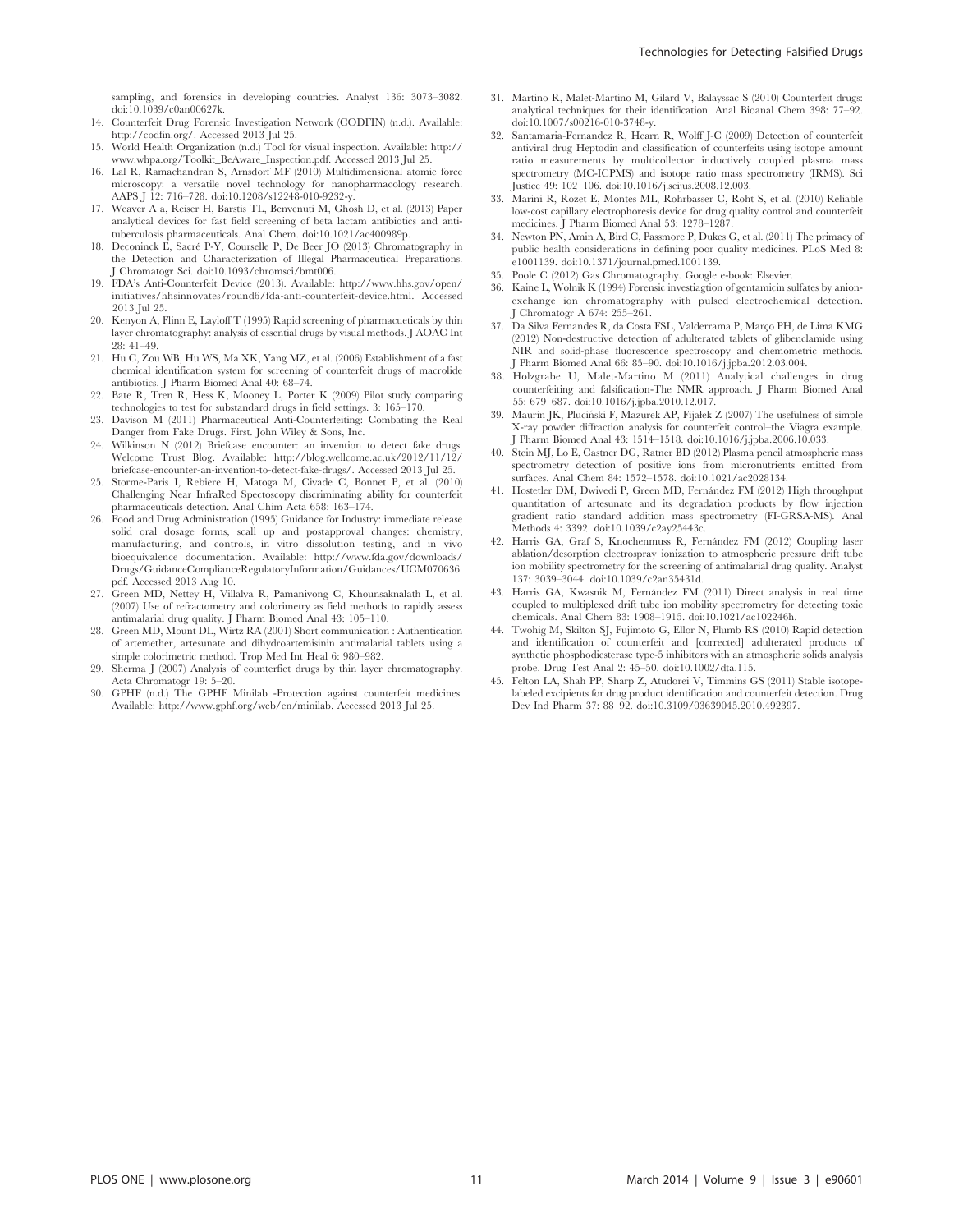sampling, and forensics in developing countries. Analyst 136: 3073–3082. doi:10.1039/c0an00627k.

14. Counterfeit Drug Forensic Investigation Network (CODFIN) (n.d.). Available: http://codfin.org/. Accessed 2013 Jul 25.
15. World Health Organization (n.d.) Tool for visual inspection. Available: http://www.whpa.org/Toolkit_BeAware_Inspection.pdf. Accessed 2013 Jul 25.
16. Lal R, Ramachandran S, Arnsdorf MF (2010) Multidimensional atomic force microscopy: a versatile novel technology for nanopharmacology research. AAPS J 12: 716–728. doi:10.1208/s12248-010-9232-y.
17. Weaver A a, Reiser H, Barstis TL, Benvenuti M, Ghosh D, et al. (2013) Paper analytical devices for fast field screening of beta lactam antibiotics and anti-tuberculosis pharmaceuticals. Anal Chem. doi:10.1021/ac400989p.
18. Deconinck E, Sacré P-Y, Courselle P, De Beer JO (2013) Chromatography in the Detection and Characterization of Illegal Pharmaceutical Preparations. J Chromatogr Sci. doi:10.1093/chromsci/bmt006.
19. FDA's Anti-Counterfeit Device (2013). Available: http://www.hhs.gov/open/initiatives/hhsinnovates/round6/fda-anti-counterfeit-device.html. Accessed 2013 Jul 25.
20. Kenyon A, Flinn E, Layloff T (1995) Rapid screening of pharmaceuticals by thin layer chromatography: analysis of essential drugs by visual methods. J AOAC Int 28: 41–49.
21. Hu C, Zou WB, Hu WS, Ma XK, Yang MZ, et al. (2006) Establishment of a fast chemical identification system for screening of counterfeit drugs of macrolide antibiotics. J Pharm Biomed Anal 40: 68–74.
22. Bate R, Tren R, Hess K, Mooney L, Porter K (2009) Pilot study comparing technologies to test for substandard drugs in field settings. 3: 165–170.
23. Davison M (2011) Pharmaceutical Anti-Counterfeiting: Combating the Real Danger from Fake Drugs. First. John Wiley & Sons, Inc.
24. Wilkinson N (2012) Briefcase encounter: an invention to detect fake drugs. Welcome Trust Blog. Available: http://blog.wellcome.ac.uk/2012/11/12/briefcase-encounter-an-invention-to-detect-fake-drugs/. Accessed 2013 Jul 25.
25. Storme-Paris I, Rebiere H, Matoga M, Civade C, Bonnet P, et al. (2010) Challenging Near InfraRed Spectoscopy discriminating ability for counterfeit pharmaceuticals detection. Anal Chim Acta 658: 163–174.
26. Food and Drug Administration (1995) Guidance for Industry: immediate release solid oral dosage forms, scall up and postapproval changes: chemistry, manufacturing, and controls, in vitro dissolution testing, and in vivo bioequivalence documentation. Available: http://www.fda.gov/downloads/Drugs/GuidanceComplianceRegulatoryInformation/Guidances/UCM070636.pdf. Accessed 2013 Aug 10.
27. Green MD, Nettey H, Villalva R, Pamanivong C, Khounsaknalath L, et al. (2007) Use of refractometry and colorimetry as field methods to rapidly assess antimalarial drug quality. J Pharm Biomed Anal 43: 105–110.
28. Green MD, Mount DL, Wirtz RA (2001) Short communication : Authentication of artemether, artesunate and dihydroartemisinin antimalarial tablets using a simple colorimetric method. Trop Med Int Heal 6: 980–982.
29. Sherma J (2007) Analysis of counterfiet drugs by thin layer chromatography. Acta Chromatogr 19: 5–20.
30. GPHF (n.d.) The GPHF Minilab -Protection against counterfeit medicines. Available: http://www.gphf.org/web/en/minilab. Accessed 2013 Jul 25.
31. Martino R, Malet-Martino M, Gilard V, Balayssac S (2010) Counterfeit drugs: analytical techniques for their identification. Anal Bioanal Chem 398: 77–92. doi:10.1007/s00216-010-3748-y.
32. Santamaria-Fernandez R, Hearn R, Wolff J-C (2009) Detection of counterfeit antiviral drug Heptodin and classification of counterfeits using isotope amount ratio measurements by multicollector inductively coupled plasma mass spectrometry (MC-ICPMS) and isotope ratio mass spectrometry (IRMS). Sci Justice 49: 102–106. doi:10.1016/j.scijus.2008.12.003.
33. Marini R, Rozet E, Montes ML, Rohrbasser C, Roht S, et al. (2010) Reliable low-cost capillary electrophoresis device for drug quality control and counterfeit medicines. J Pharm Biomed Anal 53: 1278–1287.
34. Newton PN, Amin A, Bird C, Passmore P, Dukes G, et al. (2011) The primacy of public health considerations in defining poor quality medicines. PLoS Med 8: e1001139. doi:10.1371/journal.pmed.1001139.
35. Poole C (2012) Gas Chromatography. Google e-book: Elsevier.
36. Kaine L, Wolnik K (1994) Forensic investiagtion of gentamicin sulfates by anion-exchange ion chromatography with pulsed electrochemical detection. J Chromatogr A 674: 255–261.
37. Da Silva Fernandes R, da Costa FSL, Valderrama P, Março PH, de Lima KMG (2012) Non-destructive detection of adulterated tablets of glibenclamide using NIR and solid-phase fluorescence spectroscopy and chemometric methods. J Pharm Biomed Anal 66: 85–90. doi:10.1016/j.jpba.2012.03.004.
38. Holzgrabe U, Malet-Martino M (2011) Analytical challenges in drug counterfeiting and falsification-The NMR approach. J Pharm Biomed Anal 55: 679–687. doi:10.1016/j.jpba.2010.12.017.
39. Maurin JK, Pluciński F, Mazurek AP, Fijałek Z (2007) The usefulness of simple X-ray powder diffraction analysis for counterfeit control–the Viagra example. J Pharm Biomed Anal 43: 1514–1518. doi:10.1016/j.jpba.2006.10.033.
40. Stein MJ, Lo E, Castner DG, Ratner BD (2012) Plasma pencil atmospheric mass spectrometry detection of positive ions from micronutrients emitted from surfaces. Anal Chem 84: 1572–1578. doi:10.1021/ac2028134.
41. Hostetler DM, Dwivedi P, Green MD, Fernández FM (2012) High throughput quantitation of artesunate and its degradation products by flow injection gradient ratio standard addition mass spectrometry (FI-GRSA-MS). Anal Methods 4: 3392. doi:10.1039/c2ay25443c.
42. Harris GA, Graf S, Knochenmuss R, Fernández FM (2012) Coupling laser ablation/desorption electrospray ionization to atmospheric pressure drift tube ion mobility spectrometry for the screening of antimalarial drug quality. Analyst 137: 3039–3044. doi:10.1039/c2an35431d.
43. Harris GA, Kwasnik M, Fernández FM (2011) Direct analysis in real time coupled to multiplexed drift tube ion mobility spectrometry for detecting toxic chemicals. Anal Chem 83: 1908–1915. doi:10.1021/ac102246h.
44. Twohig M, Skilton SJ, Fujimoto G, Ellor N, Plumb RS (2010) Rapid detection and identification of counterfeit and [corrected] adulterated products of synthetic phosphodiesterase type-5 inhibitors with an atmospheric solids analysis probe. Drug Test Anal 2: 45–50. doi:10.1002/dta.115.
45. Felton LA, Shah PP, Sharp Z, Atudorei V, Timmins GS (2011) Stable isotope-labeled excipients for drug product identification and counterfeit detection. Drug Dev Ind Pharm 37: 88–92. doi:10.3109/03639045.2010.492397.